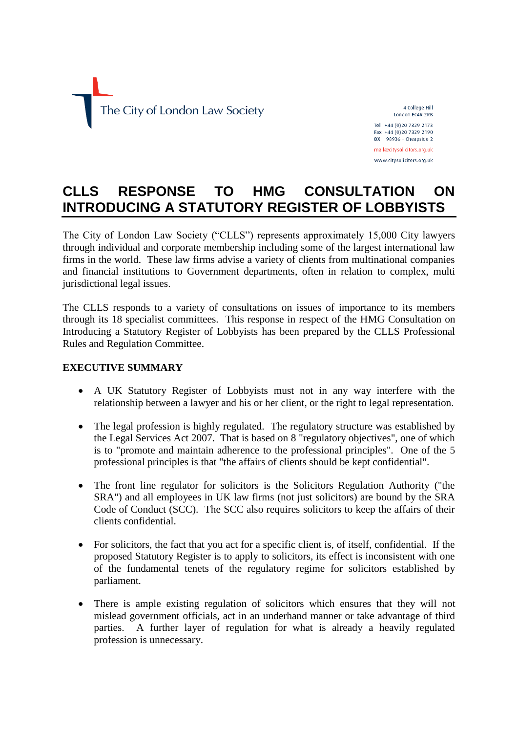The City of London Law Society

4 College Hill
London EC4R 2RB

Tel +44 (0)20 7329 2173
Fax +44 (0)20 7329 2190
DX 98936 – Cheapside 2

mail@citysolicitors.org.uk

www.citysolicitors.org.uk

# CLLS RESPONSE TO HMG CONSULTATION ON INTRODUCING A STATUTORY REGISTER OF LOBBYISTS

The City of London Law Society ("CLLS") represents approximately 15,000 City lawyers through individual and corporate membership including some of the largest international law firms in the world. These law firms advise a variety of clients from multinational companies and financial institutions to Government departments, often in relation to complex, multi jurisdictional legal issues.

The CLLS responds to a variety of consultations on issues of importance to its members through its 18 specialist committees. This response in respect of the HMG Consultation on Introducing a Statutory Register of Lobbyists has been prepared by the CLLS Professional Rules and Regulation Committee.

**EXECUTIVE SUMMARY**

- A UK Statutory Register of Lobbyists must not in any way interfere with the relationship between a lawyer and his or her client, or the right to legal representation.
- The legal profession is highly regulated. The regulatory structure was established by the Legal Services Act 2007. That is based on 8 "regulatory objectives", one of which is to "promote and maintain adherence to the professional principles". One of the 5 professional principles is that "the affairs of clients should be kept confidential".
- The front line regulator for solicitors is the Solicitors Regulation Authority ("the SRA") and all employees in UK law firms (not just solicitors) are bound by the SRA Code of Conduct (SCC). The SCC also requires solicitors to keep the affairs of their clients confidential.
- For solicitors, the fact that you act for a specific client is, of itself, confidential. If the proposed Statutory Register is to apply to solicitors, its effect is inconsistent with one of the fundamental tenets of the regulatory regime for solicitors established by parliament.
- There is ample existing regulation of solicitors which ensures that they will not mislead government officials, act in an underhand manner or take advantage of third parties. A further layer of regulation for what is already a heavily regulated profession is unnecessary.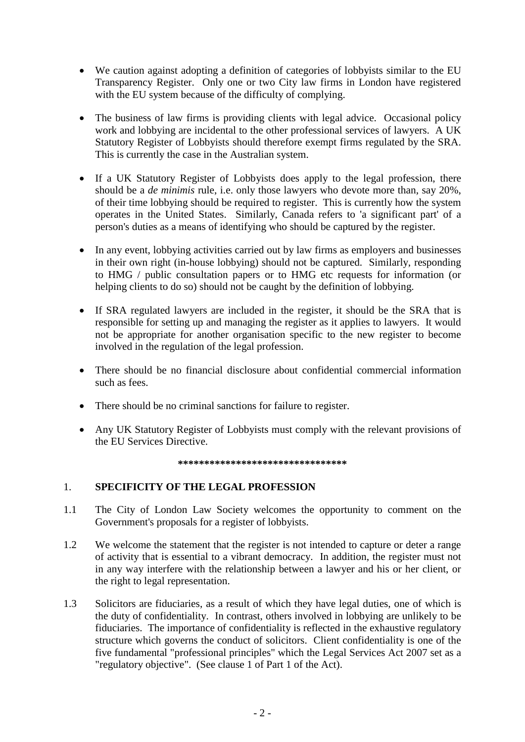- We caution against adopting a definition of categories of lobbyists similar to the EU Transparency Register. Only one or two City law firms in London have registered with the EU system because of the difficulty of complying.

- The business of law firms is providing clients with legal advice. Occasional policy work and lobbying are incidental to the other professional services of lawyers. A UK Statutory Register of Lobbyists should therefore exempt firms regulated by the SRA. This is currently the case in the Australian system.

- If a UK Statutory Register of Lobbyists does apply to the legal profession, there should be a *de minimis* rule, i.e. only those lawyers who devote more than, say 20%, of their time lobbying should be required to register. This is currently how the system operates in the United States. Similarly, Canada refers to 'a significant part' of a person's duties as a means of identifying who should be captured by the register.

- In any event, lobbying activities carried out by law firms as employers and businesses in their own right (in-house lobbying) should not be captured. Similarly, responding to HMG / public consultation papers or to HMG etc requests for information (or helping clients to do so) should not be caught by the definition of lobbying.

- If SRA regulated lawyers are included in the register, it should be the SRA that is responsible for setting up and managing the register as it applies to lawyers. It would not be appropriate for another organisation specific to the new register to become involved in the regulation of the legal profession.

- There should be no financial disclosure about confidential commercial information such as fees.

- There should be no criminal sanctions for failure to register.

- Any UK Statutory Register of Lobbyists must comply with the relevant provisions of the EU Services Directive.

********************************

## 1. SPECIFICITY OF THE LEGAL PROFESSION

1.1 The City of London Law Society welcomes the opportunity to comment on the Government's proposals for a register of lobbyists.

1.2 We welcome the statement that the register is not intended to capture or deter a range of activity that is essential to a vibrant democracy. In addition, the register must not in any way interfere with the relationship between a lawyer and his or her client, or the right to legal representation.

1.3 Solicitors are fiduciaries, as a result of which they have legal duties, one of which is the duty of confidentiality. In contrast, others involved in lobbying are unlikely to be fiduciaries. The importance of confidentiality is reflected in the exhaustive regulatory structure which governs the conduct of solicitors. Client confidentiality is one of the five fundamental "professional principles" which the Legal Services Act 2007 set as a "regulatory objective". (See clause 1 of Part 1 of the Act).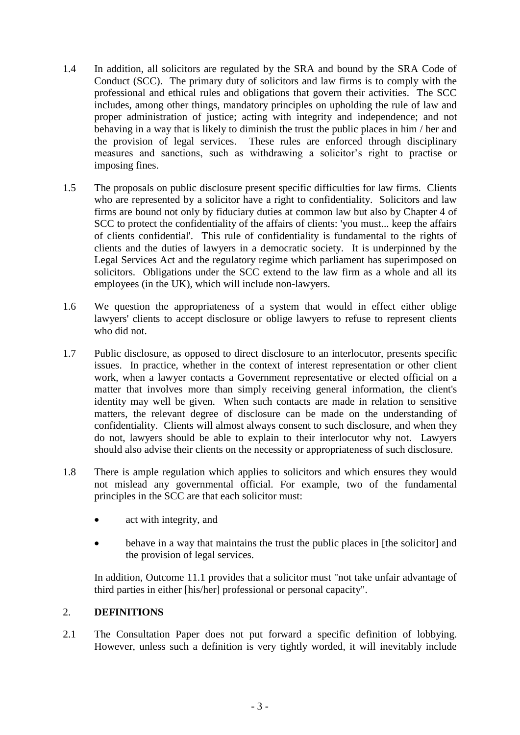1.4 In addition, all solicitors are regulated by the SRA and bound by the SRA Code of Conduct (SCC). The primary duty of solicitors and law firms is to comply with the professional and ethical rules and obligations that govern their activities. The SCC includes, among other things, mandatory principles on upholding the rule of law and proper administration of justice; acting with integrity and independence; and not behaving in a way that is likely to diminish the trust the public places in him / her and the provision of legal services. These rules are enforced through disciplinary measures and sanctions, such as withdrawing a solicitor's right to practise or imposing fines.

1.5 The proposals on public disclosure present specific difficulties for law firms. Clients who are represented by a solicitor have a right to confidentiality. Solicitors and law firms are bound not only by fiduciary duties at common law but also by Chapter 4 of SCC to protect the confidentiality of the affairs of clients: 'you must... keep the affairs of clients confidential'. This rule of confidentiality is fundamental to the rights of clients and the duties of lawyers in a democratic society. It is underpinned by the Legal Services Act and the regulatory regime which parliament has superimposed on solicitors. Obligations under the SCC extend to the law firm as a whole and all its employees (in the UK), which will include non-lawyers.

1.6 We question the appropriateness of a system that would in effect either oblige lawyers' clients to accept disclosure or oblige lawyers to refuse to represent clients who did not.

1.7 Public disclosure, as opposed to direct disclosure to an interlocutor, presents specific issues. In practice, whether in the context of interest representation or other client work, when a lawyer contacts a Government representative or elected official on a matter that involves more than simply receiving general information, the client's identity may well be given. When such contacts are made in relation to sensitive matters, the relevant degree of disclosure can be made on the understanding of confidentiality. Clients will almost always consent to such disclosure, and when they do not, lawyers should be able to explain to their interlocutor why not. Lawyers should also advise their clients on the necessity or appropriateness of such disclosure.

1.8 There is ample regulation which applies to solicitors and which ensures they would not mislead any governmental official. For example, two of the fundamental principles in the SCC are that each solicitor must:

- act with integrity, and
- behave in a way that maintains the trust the public places in [the solicitor] and the provision of legal services.

In addition, Outcome 11.1 provides that a solicitor must "not take unfair advantage of third parties in either [his/her] professional or personal capacity".

## 2. DEFINITIONS

2.1 The Consultation Paper does not put forward a specific definition of lobbying. However, unless such a definition is very tightly worded, it will inevitably include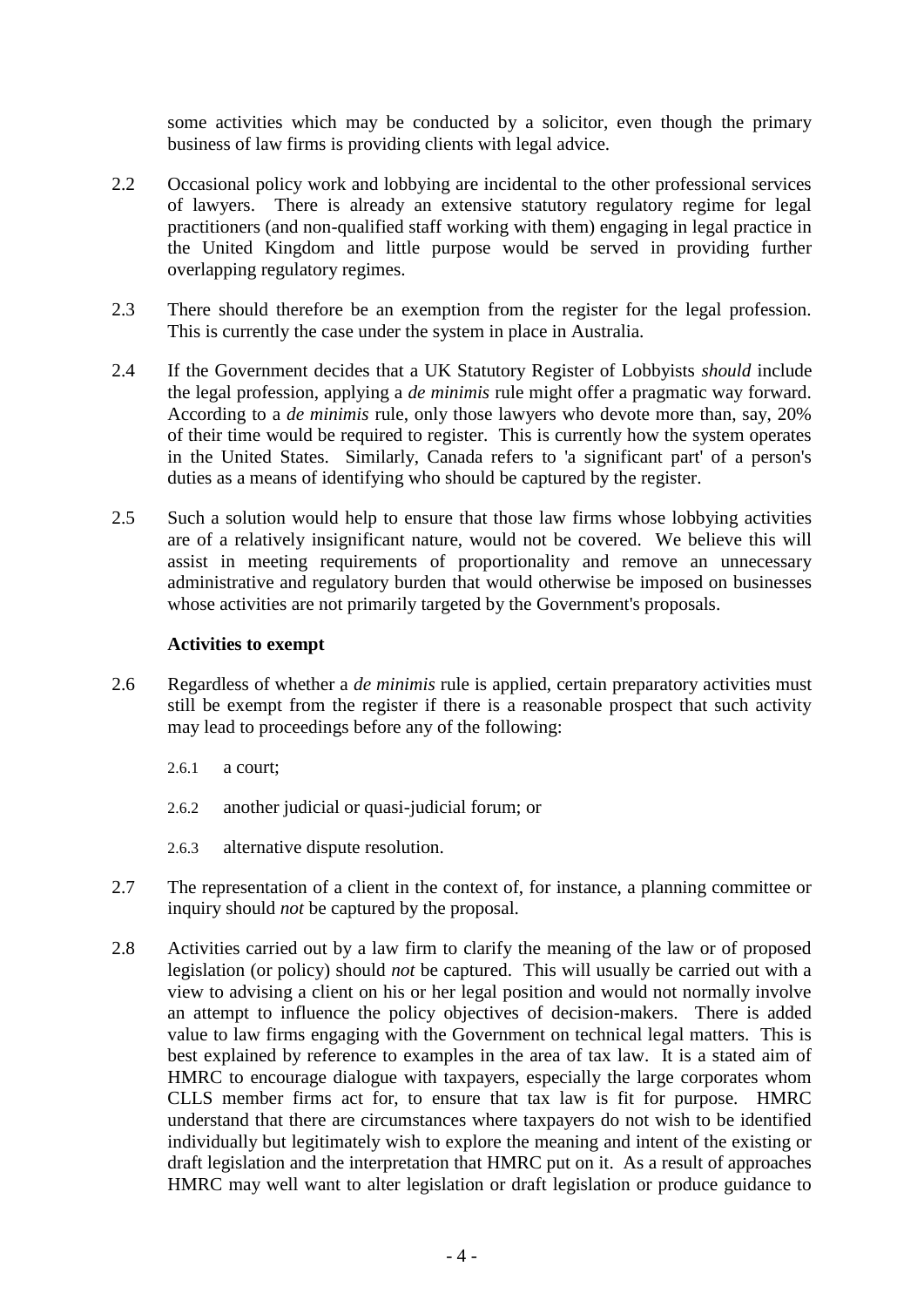some activities which may be conducted by a solicitor, even though the primary business of law firms is providing clients with legal advice.

2.2 Occasional policy work and lobbying are incidental to the other professional services of lawyers. There is already an extensive statutory regulatory regime for legal practitioners (and non-qualified staff working with them) engaging in legal practice in the United Kingdom and little purpose would be served in providing further overlapping regulatory regimes.

2.3 There should therefore be an exemption from the register for the legal profession. This is currently the case under the system in place in Australia.

2.4 If the Government decides that a UK Statutory Register of Lobbyists *should* include the legal profession, applying a *de minimis* rule might offer a pragmatic way forward. According to a *de minimis* rule, only those lawyers who devote more than, say, 20% of their time would be required to register. This is currently how the system operates in the United States. Similarly, Canada refers to 'a significant part' of a person's duties as a means of identifying who should be captured by the register.

2.5 Such a solution would help to ensure that those law firms whose lobbying activities are of a relatively insignificant nature, would not be covered. We believe this will assist in meeting requirements of proportionality and remove an unnecessary administrative and regulatory burden that would otherwise be imposed on businesses whose activities are not primarily targeted by the Government's proposals.

**Activities to exempt**

2.6 Regardless of whether a *de minimis* rule is applied, certain preparatory activities must still be exempt from the register if there is a reasonable prospect that such activity may lead to proceedings before any of the following:

2.6.1 a court;

2.6.2 another judicial or quasi-judicial forum; or

2.6.3 alternative dispute resolution.

2.7 The representation of a client in the context of, for instance, a planning committee or inquiry should *not* be captured by the proposal.

2.8 Activities carried out by a law firm to clarify the meaning of the law or of proposed legislation (or policy) should *not* be captured. This will usually be carried out with a view to advising a client on his or her legal position and would not normally involve an attempt to influence the policy objectives of decision-makers. There is added value to law firms engaging with the Government on technical legal matters. This is best explained by reference to examples in the area of tax law. It is a stated aim of HMRC to encourage dialogue with taxpayers, especially the large corporates whom CLLS member firms act for, to ensure that tax law is fit for purpose. HMRC understand that there are circumstances where taxpayers do not wish to be identified individually but legitimately wish to explore the meaning and intent of the existing or draft legislation and the interpretation that HMRC put on it. As a result of approaches HMRC may well want to alter legislation or draft legislation or produce guidance to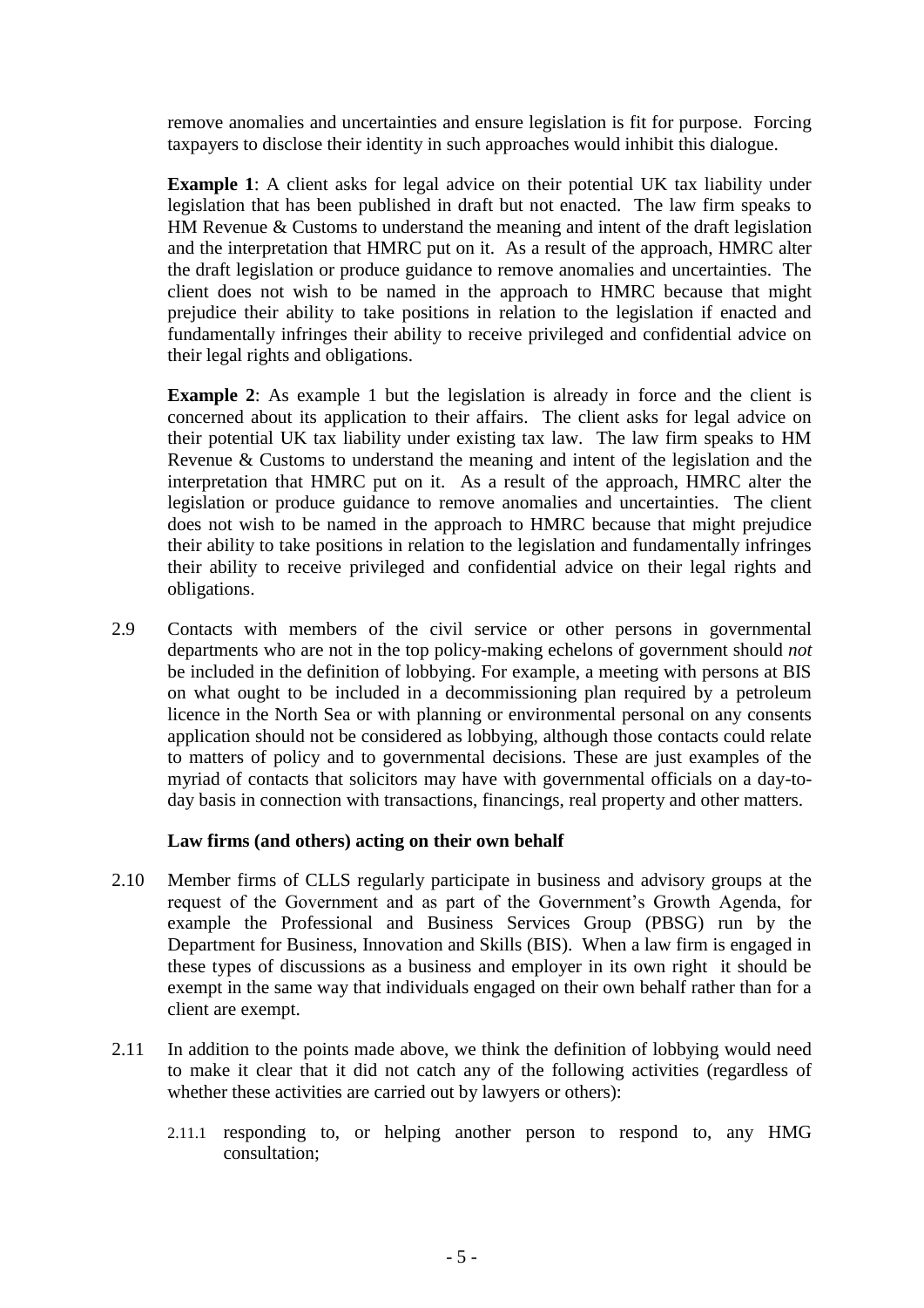remove anomalies and uncertainties and ensure legislation is fit for purpose. Forcing taxpayers to disclose their identity in such approaches would inhibit this dialogue.

**Example 1**: A client asks for legal advice on their potential UK tax liability under legislation that has been published in draft but not enacted. The law firm speaks to HM Revenue & Customs to understand the meaning and intent of the draft legislation and the interpretation that HMRC put on it. As a result of the approach, HMRC alter the draft legislation or produce guidance to remove anomalies and uncertainties. The client does not wish to be named in the approach to HMRC because that might prejudice their ability to take positions in relation to the legislation if enacted and fundamentally infringes their ability to receive privileged and confidential advice on their legal rights and obligations.

**Example 2**: As example 1 but the legislation is already in force and the client is concerned about its application to their affairs. The client asks for legal advice on their potential UK tax liability under existing tax law. The law firm speaks to HM Revenue & Customs to understand the meaning and intent of the legislation and the interpretation that HMRC put on it. As a result of the approach, HMRC alter the legislation or produce guidance to remove anomalies and uncertainties. The client does not wish to be named in the approach to HMRC because that might prejudice their ability to take positions in relation to the legislation and fundamentally infringes their ability to receive privileged and confidential advice on their legal rights and obligations.

2.9 Contacts with members of the civil service or other persons in governmental departments who are not in the top policy-making echelons of government should *not* be included in the definition of lobbying. For example, a meeting with persons at BIS on what ought to be included in a decommissioning plan required by a petroleum licence in the North Sea or with planning or environmental personal on any consents application should not be considered as lobbying, although those contacts could relate to matters of policy and to governmental decisions. These are just examples of the myriad of contacts that solicitors may have with governmental officials on a day-to-day basis in connection with transactions, financings, real property and other matters.

**Law firms (and others) acting on their own behalf**

2.10 Member firms of CLLS regularly participate in business and advisory groups at the request of the Government and as part of the Government's Growth Agenda, for example the Professional and Business Services Group (PBSG) run by the Department for Business, Innovation and Skills (BIS). When a law firm is engaged in these types of discussions as a business and employer in its own right it should be exempt in the same way that individuals engaged on their own behalf rather than for a client are exempt.

2.11 In addition to the points made above, we think the definition of lobbying would need to make it clear that it did not catch any of the following activities (regardless of whether these activities are carried out by lawyers or others):

2.11.1 responding to, or helping another person to respond to, any HMG consultation;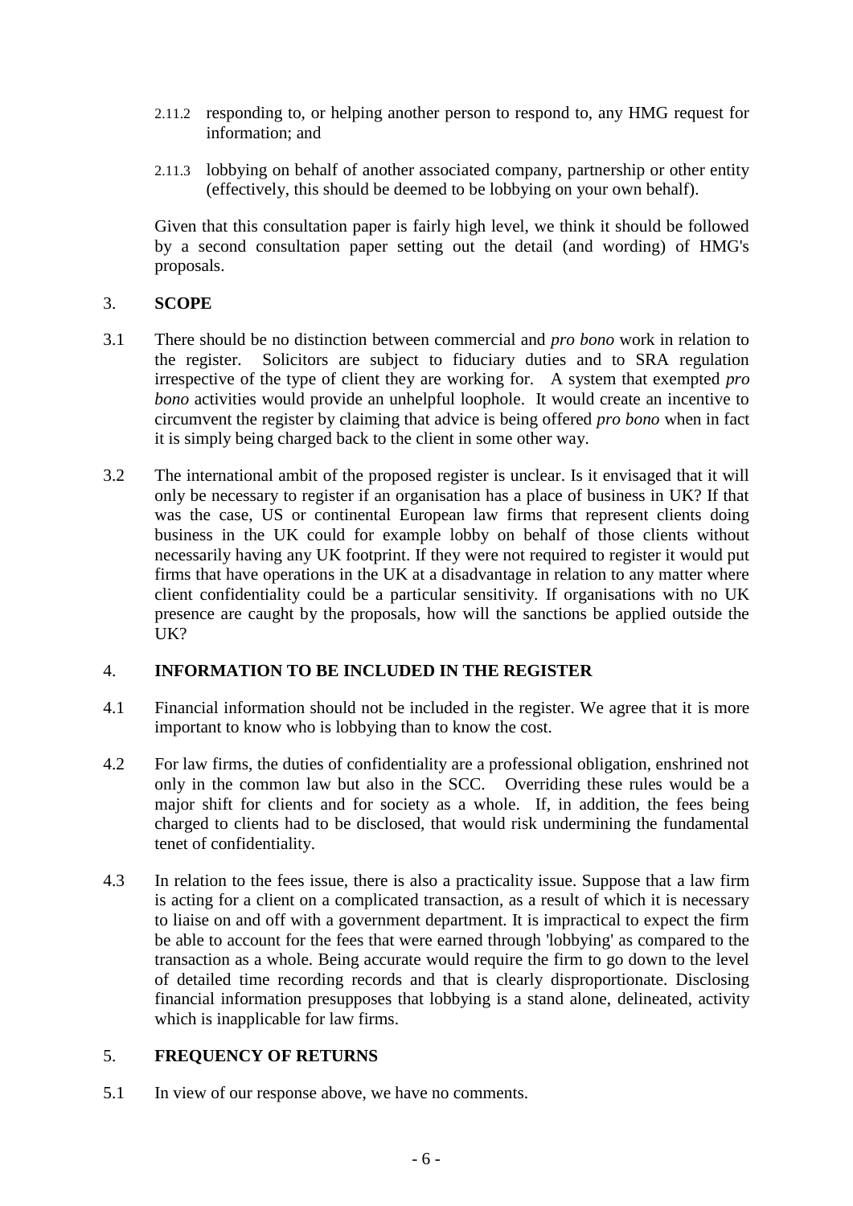2.11.2 responding to, or helping another person to respond to, any HMG request for information; and

2.11.3 lobbying on behalf of another associated company, partnership or other entity (effectively, this should be deemed to be lobbying on your own behalf).

Given that this consultation paper is fairly high level, we think it should be followed by a second consultation paper setting out the detail (and wording) of HMG's proposals.

## 3. SCOPE

3.1 There should be no distinction between commercial and *pro bono* work in relation to the register. Solicitors are subject to fiduciary duties and to SRA regulation irrespective of the type of client they are working for. A system that exempted *pro bono* activities would provide an unhelpful loophole. It would create an incentive to circumvent the register by claiming that advice is being offered *pro bono* when in fact it is simply being charged back to the client in some other way.

3.2 The international ambit of the proposed register is unclear. Is it envisaged that it will only be necessary to register if an organisation has a place of business in UK? If that was the case, US or continental European law firms that represent clients doing business in the UK could for example lobby on behalf of those clients without necessarily having any UK footprint. If they were not required to register it would put firms that have operations in the UK at a disadvantage in relation to any matter where client confidentiality could be a particular sensitivity. If organisations with no UK presence are caught by the proposals, how will the sanctions be applied outside the UK?

## 4. INFORMATION TO BE INCLUDED IN THE REGISTER

4.1 Financial information should not be included in the register. We agree that it is more important to know who is lobbying than to know the cost.

4.2 For law firms, the duties of confidentiality are a professional obligation, enshrined not only in the common law but also in the SCC. Overriding these rules would be a major shift for clients and for society as a whole. If, in addition, the fees being charged to clients had to be disclosed, that would risk undermining the fundamental tenet of confidentiality.

4.3 In relation to the fees issue, there is also a practicality issue. Suppose that a law firm is acting for a client on a complicated transaction, as a result of which it is necessary to liaise on and off with a government department. It is impractical to expect the firm be able to account for the fees that were earned through 'lobbying' as compared to the transaction as a whole. Being accurate would require the firm to go down to the level of detailed time recording records and that is clearly disproportionate. Disclosing financial information presupposes that lobbying is a stand alone, delineated, activity which is inapplicable for law firms.

## 5. FREQUENCY OF RETURNS

5.1 In view of our response above, we have no comments.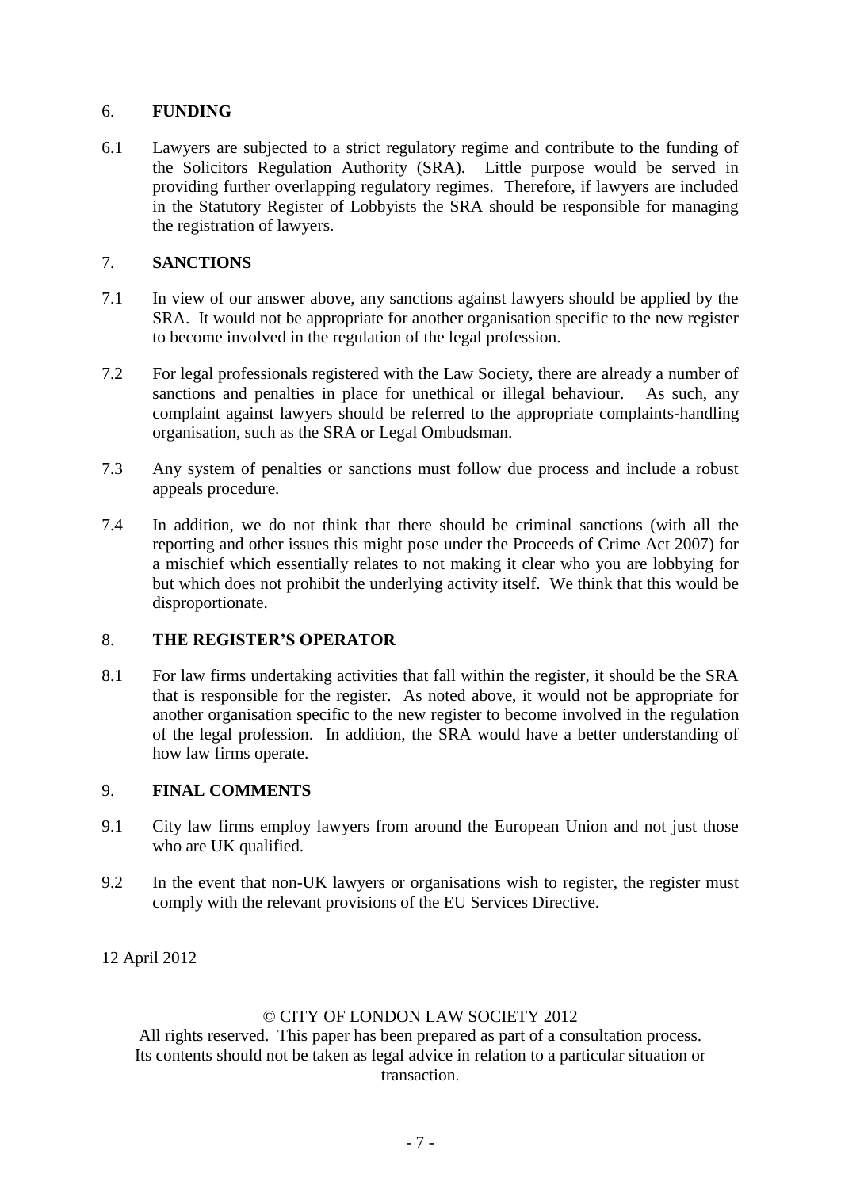## 6. FUNDING

6.1 Lawyers are subjected to a strict regulatory regime and contribute to the funding of the Solicitors Regulation Authority (SRA). Little purpose would be served in providing further overlapping regulatory regimes. Therefore, if lawyers are included in the Statutory Register of Lobbyists the SRA should be responsible for managing the registration of lawyers.

## 7. SANCTIONS

7.1 In view of our answer above, any sanctions against lawyers should be applied by the SRA. It would not be appropriate for another organisation specific to the new register to become involved in the regulation of the legal profession.

7.2 For legal professionals registered with the Law Society, there are already a number of sanctions and penalties in place for unethical or illegal behaviour. As such, any complaint against lawyers should be referred to the appropriate complaints-handling organisation, such as the SRA or Legal Ombudsman.

7.3 Any system of penalties or sanctions must follow due process and include a robust appeals procedure.

7.4 In addition, we do not think that there should be criminal sanctions (with all the reporting and other issues this might pose under the Proceeds of Crime Act 2007) for a mischief which essentially relates to not making it clear who you are lobbying for but which does not prohibit the underlying activity itself. We think that this would be disproportionate.

## 8. THE REGISTER'S OPERATOR

8.1 For law firms undertaking activities that fall within the register, it should be the SRA that is responsible for the register. As noted above, it would not be appropriate for another organisation specific to the new register to become involved in the regulation of the legal profession. In addition, the SRA would have a better understanding of how law firms operate.

## 9. FINAL COMMENTS

9.1 City law firms employ lawyers from around the European Union and not just those who are UK qualified.

9.2 In the event that non-UK lawyers or organisations wish to register, the register must comply with the relevant provisions of the EU Services Directive.

12 April 2012

© CITY OF LONDON LAW SOCIETY 2012

All rights reserved. This paper has been prepared as part of a consultation process. Its contents should not be taken as legal advice in relation to a particular situation or transaction.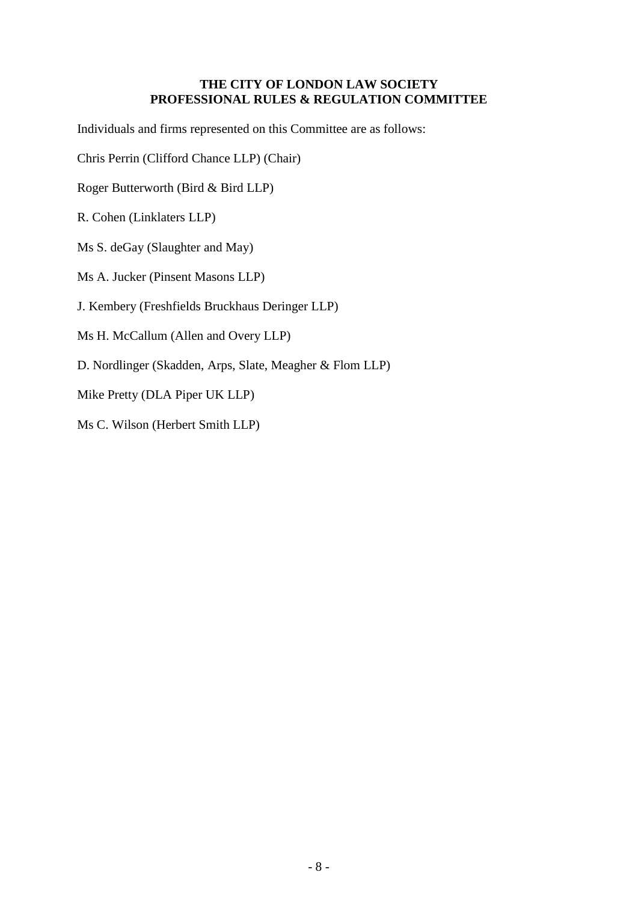**THE CITY OF LONDON LAW SOCIETY**
**PROFESSIONAL RULES & REGULATION COMMITTEE**

Individuals and firms represented on this Committee are as follows:

Chris Perrin (Clifford Chance LLP) (Chair)

Roger Butterworth (Bird & Bird LLP)

R. Cohen (Linklaters LLP)

Ms S. deGay (Slaughter and May)

Ms A. Jucker (Pinsent Masons LLP)

J. Kembery (Freshfields Bruckhaus Deringer LLP)

Ms H. McCallum (Allen and Overy LLP)

D. Nordlinger (Skadden, Arps, Slate, Meagher & Flom LLP)

Mike Pretty (DLA Piper UK LLP)

Ms C. Wilson (Herbert Smith LLP)